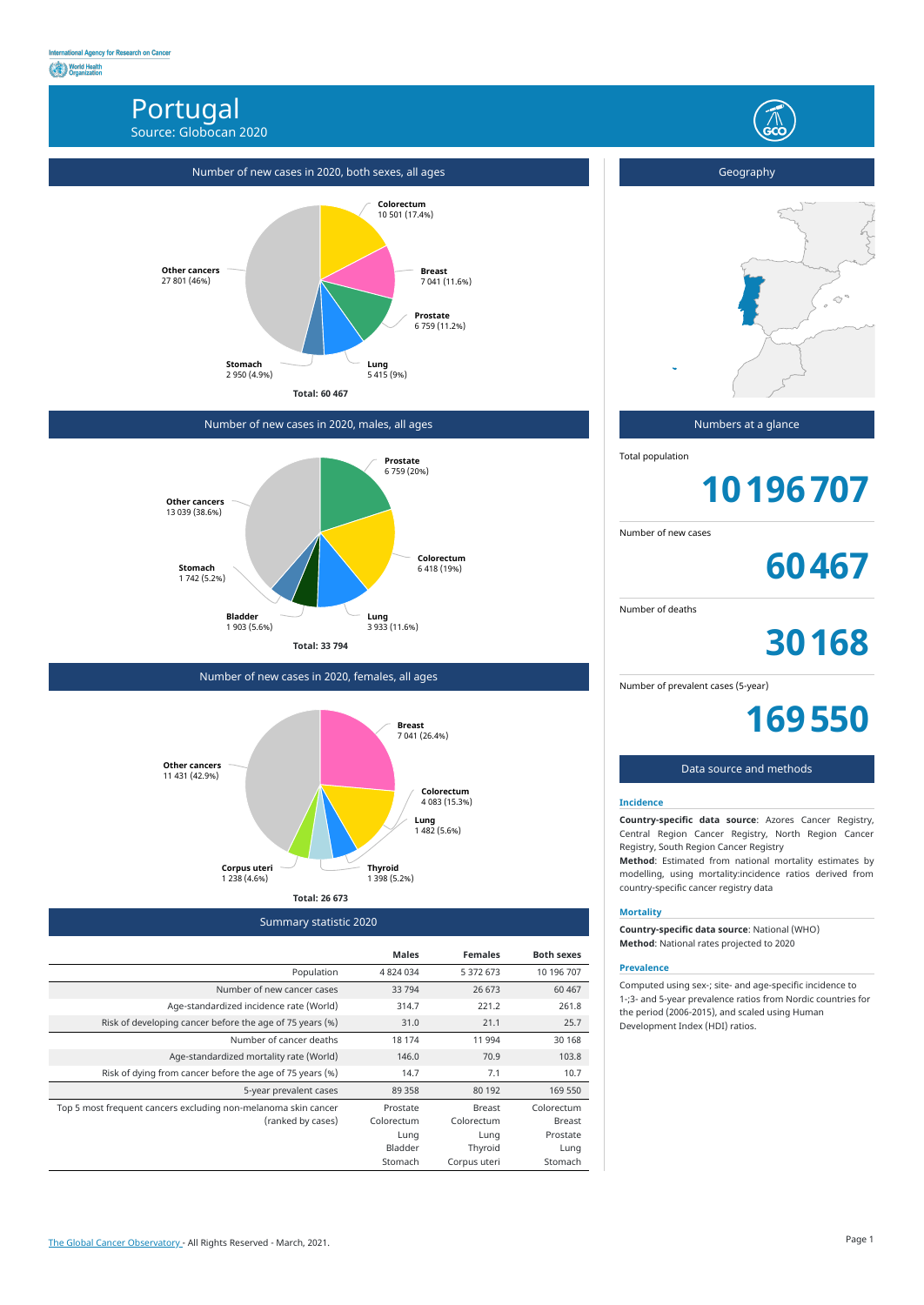International Agency for Research on Cancer
World Health Organization

# Portugal

Source: Globocan 2020

## Number of new cases in 2020, both sexes, all ages

- Colorectum: 10 501 (17.4%)
- Breast: 7 041 (11.6%)
- Prostate: 6 759 (11.2%)
- Lung: 5 415 (9%)
- Stomach: 2 950 (4.9%)
- Other cancers: 27 801 (46%)

**Total: 60 467**

## Number of new cases in 2020, males, all ages

- Prostate: 6 759 (20%)
- Colorectum: 6 418 (19%)
- Lung: 3 933 (11.6%)
- Bladder: 1 903 (5.6%)
- Stomach: 1 742 (5.2%)
- Other cancers: 13 039 (38.6%)

**Total: 33 794**

## Number of new cases in 2020, females, all ages

- Breast: 7 041 (26.4%)
- Colorectum: 4 083 (15.3%)
- Lung: 1 482 (5.6%)
- Thyroid: 1 398 (5.2%)
- Corpus uteri: 1 238 (4.6%)
- Other cancers: 11 431 (42.9%)

**Total: 26 673**

## Summary statistic 2020

| | Males | Females | Both sexes |
|---|---|---|---|
| Population | 4 824 034 | 5 372 673 | 10 196 707 |
| Number of new cancer cases | 33 794 | 26 673 | 60 467 |
| Age-standardized incidence rate (World) | 314.7 | 221.2 | 261.8 |
| Risk of developing cancer before the age of 75 years (%) | 31.0 | 21.1 | 25.7 |
| Number of cancer deaths | 18 174 | 11 994 | 30 168 |
| Age-standardized mortality rate (World) | 146.0 | 70.9 | 103.8 |
| Risk of dying from cancer before the age of 75 years (%) | 14.7 | 7.1 | 10.7 |
| 5-year prevalent cases | 89 358 | 80 192 | 169 550 |
| Top 5 most frequent cancers excluding non-melanoma skin cancer (ranked by cases) | Prostate<br>Colorectum<br>Lung<br>Bladder<br>Stomach | Breast<br>Colorectum<br>Lung<br>Thyroid<br>Corpus uteri | Colorectum<br>Breast<br>Prostate<br>Lung<br>Stomach |

## Geography

## Numbers at a glance

Total population

**10 196 707**

Number of new cases

**60 467**

Number of deaths

**30 168**

Number of prevalent cases (5-year)

**169 550**

## Data source and methods

### Incidence

**Country-specific data source**: Azores Cancer Registry, Central Region Cancer Registry, North Region Cancer Registry, South Region Cancer Registry

**Method**: Estimated from national mortality estimates by modelling, using mortality:incidence ratios derived from country-specific cancer registry data

### Mortality

**Country-specific data source**: National (WHO)

**Method**: National rates projected to 2020

### Prevalence

Computed using sex-; site- and age-specific incidence to 1-;3- and 5-year prevalence ratios from Nordic countries for the period (2006-2015), and scaled using Human Development Index (HDI) ratios.

The Global Cancer Observatory - All Rights Reserved - March, 2021.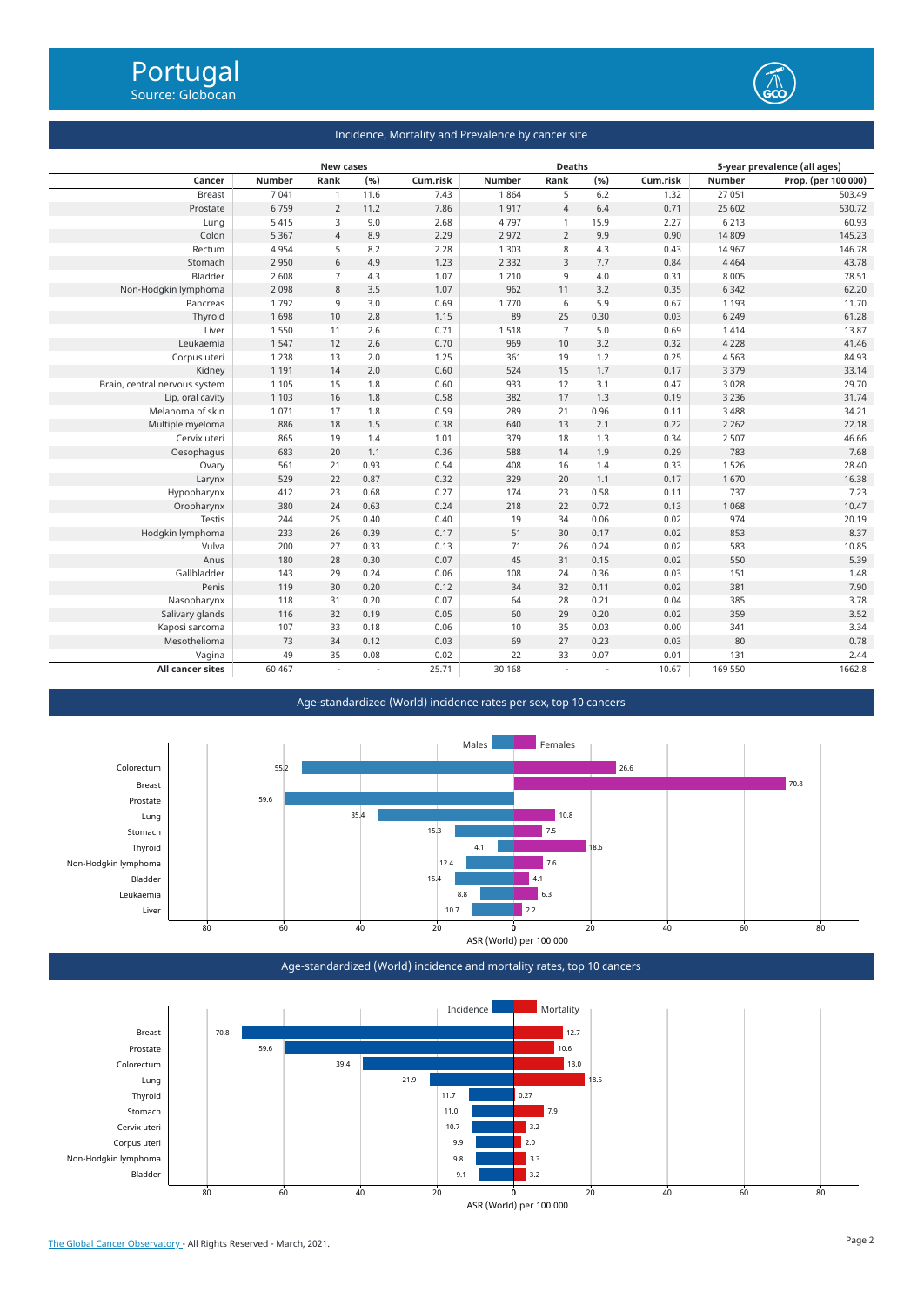# Portugal
Source: Globocan

## Incidence, Mortality and Prevalence by cancer site

| | New cases | | | | Deaths | | | | 5-year prevalence (all ages) | |
|---|---|---|---|---|---|---|---|---|---|---|
| **Cancer** | **Number** | **Rank** | **(%)** | **Cum.risk** | **Number** | **Rank** | **(%)** | **Cum.risk** | **Number** | **Prop. (per 100 000)** |
| Breast | 7 041 | 1 | 11.6 | 7.43 | 1 864 | 5 | 6.2 | 1.32 | 27 051 | 503.49 |
| Prostate | 6 759 | 2 | 11.2 | 7.86 | 1 917 | 4 | 6.4 | 0.71 | 25 602 | 530.72 |
| Lung | 5 415 | 3 | 9.0 | 2.68 | 4 797 | 1 | 15.9 | 2.27 | 6 213 | 60.93 |
| Colon | 5 367 | 4 | 8.9 | 2.29 | 2 972 | 2 | 9.9 | 0.90 | 14 809 | 145.23 |
| Rectum | 4 954 | 5 | 8.2 | 2.28 | 1 303 | 8 | 4.3 | 0.43 | 14 967 | 146.78 |
| Stomach | 2 950 | 6 | 4.9 | 1.23 | 2 332 | 3 | 7.7 | 0.84 | 4 464 | 43.78 |
| Bladder | 2 608 | 7 | 4.3 | 1.07 | 1 210 | 9 | 4.0 | 0.31 | 8 005 | 78.51 |
| Non-Hodgkin lymphoma | 2 098 | 8 | 3.5 | 1.07 | 962 | 11 | 3.2 | 0.35 | 6 342 | 62.20 |
| Pancreas | 1 792 | 9 | 3.0 | 0.69 | 1 770 | 6 | 5.9 | 0.67 | 1 193 | 11.70 |
| Thyroid | 1 698 | 10 | 2.8 | 1.15 | 89 | 25 | 0.30 | 0.03 | 6 249 | 61.28 |
| Liver | 1 550 | 11 | 2.6 | 0.71 | 1 518 | 7 | 5.0 | 0.69 | 1 414 | 13.87 |
| Leukaemia | 1 547 | 12 | 2.6 | 0.70 | 969 | 10 | 3.2 | 0.32 | 4 228 | 41.46 |
| Corpus uteri | 1 238 | 13 | 2.0 | 1.25 | 361 | 19 | 1.2 | 0.25 | 4 563 | 84.93 |
| Kidney | 1 191 | 14 | 2.0 | 0.60 | 524 | 15 | 1.7 | 0.17 | 3 379 | 33.14 |
| Brain, central nervous system | 1 105 | 15 | 1.8 | 0.60 | 933 | 12 | 3.1 | 0.47 | 3 028 | 29.70 |
| Lip, oral cavity | 1 103 | 16 | 1.8 | 0.58 | 382 | 17 | 1.3 | 0.19 | 3 236 | 31.74 |
| Melanoma of skin | 1 071 | 17 | 1.8 | 0.59 | 289 | 21 | 0.96 | 0.11 | 3 488 | 34.21 |
| Multiple myeloma | 886 | 18 | 1.5 | 0.38 | 640 | 13 | 2.1 | 0.22 | 2 262 | 22.18 |
| Cervix uteri | 865 | 19 | 1.4 | 1.01 | 379 | 18 | 1.3 | 0.34 | 2 507 | 46.66 |
| Oesophagus | 683 | 20 | 1.1 | 0.36 | 588 | 14 | 1.9 | 0.29 | 783 | 7.68 |
| Ovary | 561 | 21 | 0.93 | 0.54 | 408 | 16 | 1.4 | 0.33 | 1 526 | 28.40 |
| Larynx | 529 | 22 | 0.87 | 0.32 | 329 | 20 | 1.1 | 0.17 | 1 670 | 16.38 |
| Hypopharynx | 412 | 23 | 0.68 | 0.27 | 174 | 23 | 0.58 | 0.11 | 737 | 7.23 |
| Oropharynx | 380 | 24 | 0.63 | 0.24 | 218 | 22 | 0.72 | 0.13 | 1 068 | 10.47 |
| Testis | 244 | 25 | 0.40 | 0.40 | 19 | 34 | 0.06 | 0.02 | 974 | 20.19 |
| Hodgkin lymphoma | 233 | 26 | 0.39 | 0.17 | 51 | 30 | 0.17 | 0.02 | 853 | 8.37 |
| Vulva | 200 | 27 | 0.33 | 0.13 | 71 | 26 | 0.24 | 0.02 | 583 | 10.85 |
| Anus | 180 | 28 | 0.30 | 0.07 | 45 | 31 | 0.15 | 0.02 | 550 | 5.39 |
| Gallbladder | 143 | 29 | 0.24 | 0.06 | 108 | 24 | 0.36 | 0.03 | 151 | 1.48 |
| Penis | 119 | 30 | 0.20 | 0.12 | 34 | 32 | 0.11 | 0.02 | 381 | 7.90 |
| Nasopharynx | 118 | 31 | 0.20 | 0.07 | 64 | 28 | 0.21 | 0.04 | 385 | 3.78 |
| Salivary glands | 116 | 32 | 0.19 | 0.05 | 60 | 29 | 0.20 | 0.02 | 359 | 3.52 |
| Kaposi sarcoma | 107 | 33 | 0.18 | 0.06 | 10 | 35 | 0.03 | 0.00 | 341 | 3.34 |
| Mesothelioma | 73 | 34 | 0.12 | 0.03 | 69 | 27 | 0.23 | 0.03 | 80 | 0.78 |
| Vagina | 49 | 35 | 0.08 | 0.02 | 22 | 33 | 0.07 | 0.01 | 131 | 2.44 |
| **All cancer sites** | 60 467 | - | - | 25.71 | 30 168 | - | - | 10.67 | 169 550 | 1662.8 |

## Age-standardized (World) incidence rates per sex, top 10 cancers

Males | Females

Colorectum 55.2 | 26.6
Breast | 70.8
Prostate 59.6
Lung 35.4 | 10.8
Stomach 15.3 | 7.5
Thyroid 4.1 | 18.6
Non-Hodgkin lymphoma 12.4 | 7.6
Bladder 15.4 | 4.1
Leukaemia 8.8 | 6.3
Liver 10.7 | 2.2

80 60 40 20 0 20 40 60 80
ASR (World) per 100 000

## Age-standardized (World) incidence and mortality rates, top 10 cancers

Incidence | Mortality

Breast 70.8 | 12.7
Prostate 59.6 | 10.6
Colorectum 39.4 | 13.0
Lung 21.9 | 18.5
Thyroid 11.7 | 0.27
Stomach 11.0 | 7.9
Cervix uteri 10.7 | 3.2
Corpus uteri 9.9 | 2.0
Non-Hodgkin lymphoma 9.8 | 3.3
Bladder 9.1 | 3.2

80 60 40 20 0 20 40 60 80
ASR (World) per 100 000

The Global Cancer Observatory - All Rights Reserved - March, 2021.